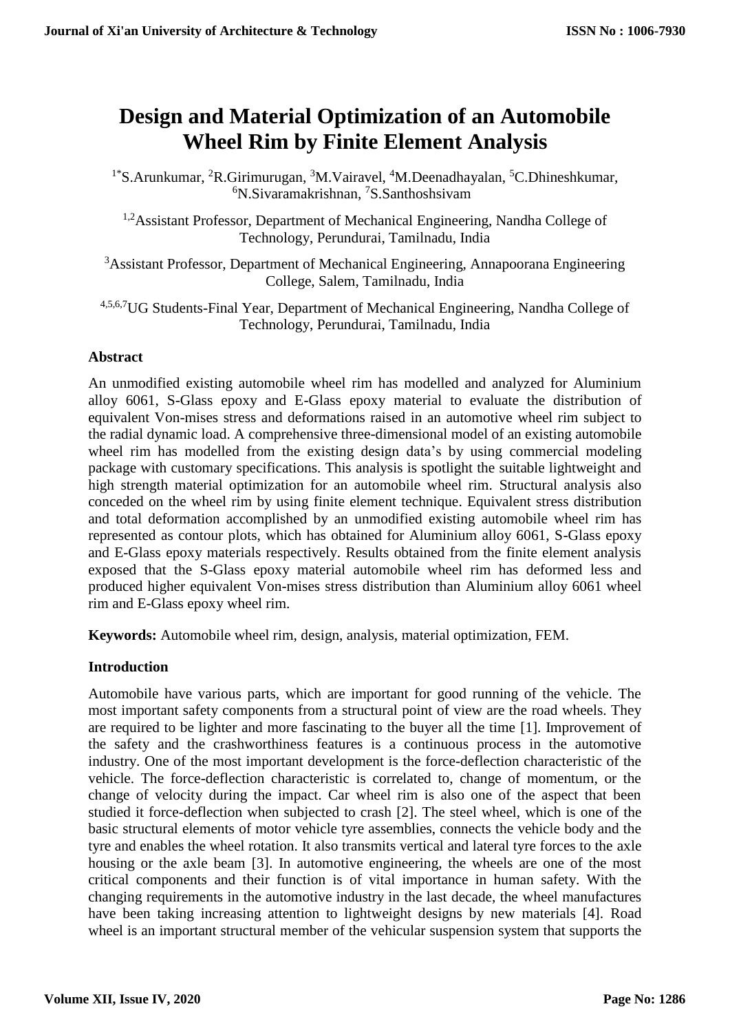# Design and Material Optimization of an Automobile Wheel Rim by Finite Element Analysis

[1*]S.Arunkumar, [2]R.Girimurugan, [3]M.Vairavel, [4]M.Deenadhayalan, [5]C.Dhineshkumar, [6]N.Sivaramakrishnan, [7]S.Santhoshsivam

[1,2]Assistant Professor, Department of Mechanical Engineering, Nandha College of Technology, Perundurai, Tamilnadu, India

[3]Assistant Professor, Department of Mechanical Engineering, Annapoorana Engineering College, Salem, Tamilnadu, India

[4,5,6,7]UG Students-Final Year, Department of Mechanical Engineering, Nandha College of Technology, Perundurai, Tamilnadu, India

## Abstract

An unmodified existing automobile wheel rim has modelled and analyzed for Aluminium alloy 6061, S-Glass epoxy and E-Glass epoxy material to evaluate the distribution of equivalent Von-mises stress and deformations raised in an automotive wheel rim subject to the radial dynamic load. A comprehensive three-dimensional model of an existing automobile wheel rim has modelled from the existing design data's by using commercial modeling package with customary specifications. This analysis is spotlight the suitable lightweight and high strength material optimization for an automobile wheel rim. Structural analysis also conceded on the wheel rim by using finite element technique. Equivalent stress distribution and total deformation accomplished by an unmodified existing automobile wheel rim has represented as contour plots, which has obtained for Aluminium alloy 6061, S-Glass epoxy and E-Glass epoxy materials respectively. Results obtained from the finite element analysis exposed that the S-Glass epoxy material automobile wheel rim has deformed less and produced higher equivalent Von-mises stress distribution than Aluminium alloy 6061 wheel rim and E-Glass epoxy wheel rim.

**Keywords:** Automobile wheel rim, design, analysis, material optimization, FEM.

## Introduction

Automobile have various parts, which are important for good running of the vehicle. The most important safety components from a structural point of view are the road wheels. They are required to be lighter and more fascinating to the buyer all the time [1]. Improvement of the safety and the crashworthiness features is a continuous process in the automotive industry. One of the most important development is the force-deflection characteristic of the vehicle. The force-deflection characteristic is correlated to, change of momentum, or the change of velocity during the impact. Car wheel rim is also one of the aspect that been studied it force-deflection when subjected to crash [2]. The steel wheel, which is one of the basic structural elements of motor vehicle tyre assemblies, connects the vehicle body and the tyre and enables the wheel rotation. It also transmits vertical and lateral tyre forces to the axle housing or the axle beam [3]. In automotive engineering, the wheels are one of the most critical components and their function is of vital importance in human safety. With the changing requirements in the automotive industry in the last decade, the wheel manufactures have been taking increasing attention to lightweight designs by new materials [4]. Road wheel is an important structural member of the vehicular suspension system that supports the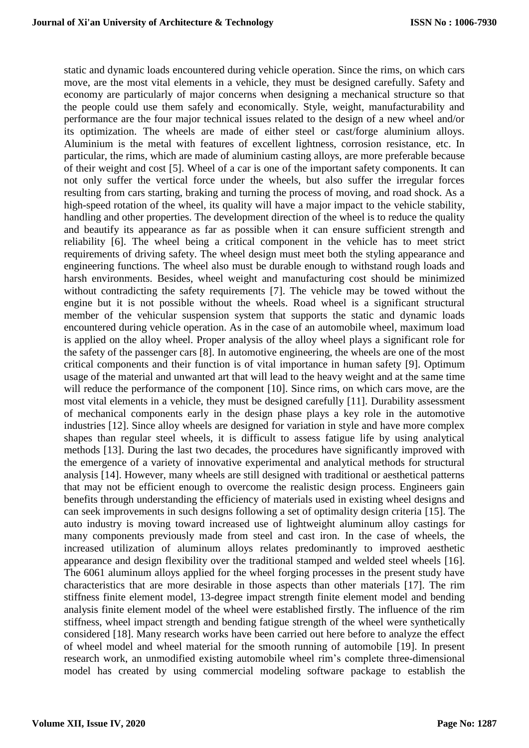static and dynamic loads encountered during vehicle operation. Since the rims, on which cars move, are the most vital elements in a vehicle, they must be designed carefully. Safety and economy are particularly of major concerns when designing a mechanical structure so that the people could use them safely and economically. Style, weight, manufacturability and performance are the four major technical issues related to the design of a new wheel and/or its optimization. The wheels are made of either steel or cast/forge aluminium alloys. Aluminium is the metal with features of excellent lightness, corrosion resistance, etc. In particular, the rims, which are made of aluminium casting alloys, are more preferable because of their weight and cost [5]. Wheel of a car is one of the important safety components. It can not only suffer the vertical force under the wheels, but also suffer the irregular forces resulting from cars starting, braking and turning the process of moving, and road shock. As a high-speed rotation of the wheel, its quality will have a major impact to the vehicle stability, handling and other properties. The development direction of the wheel is to reduce the quality and beautify its appearance as far as possible when it can ensure sufficient strength and reliability [6]. The wheel being a critical component in the vehicle has to meet strict requirements of driving safety. The wheel design must meet both the styling appearance and engineering functions. The wheel also must be durable enough to withstand rough loads and harsh environments. Besides, wheel weight and manufacturing cost should be minimized without contradicting the safety requirements [7]. The vehicle may be towed without the engine but it is not possible without the wheels. Road wheel is a significant structural member of the vehicular suspension system that supports the static and dynamic loads encountered during vehicle operation. As in the case of an automobile wheel, maximum load is applied on the alloy wheel. Proper analysis of the alloy wheel plays a significant role for the safety of the passenger cars [8]. In automotive engineering, the wheels are one of the most critical components and their function is of vital importance in human safety [9]. Optimum usage of the material and unwanted art that will lead to the heavy weight and at the same time will reduce the performance of the component [10]. Since rims, on which cars move, are the most vital elements in a vehicle, they must be designed carefully [11]. Durability assessment of mechanical components early in the design phase plays a key role in the automotive industries [12]. Since alloy wheels are designed for variation in style and have more complex shapes than regular steel wheels, it is difficult to assess fatigue life by using analytical methods [13]. During the last two decades, the procedures have significantly improved with the emergence of a variety of innovative experimental and analytical methods for structural analysis [14]. However, many wheels are still designed with traditional or aesthetical patterns that may not be efficient enough to overcome the realistic design process. Engineers gain benefits through understanding the efficiency of materials used in existing wheel designs and can seek improvements in such designs following a set of optimality design criteria [15]. The auto industry is moving toward increased use of lightweight aluminum alloy castings for many components previously made from steel and cast iron. In the case of wheels, the increased utilization of aluminum alloys relates predominantly to improved aesthetic appearance and design flexibility over the traditional stamped and welded steel wheels [16]. The 6061 aluminum alloys applied for the wheel forging processes in the present study have characteristics that are more desirable in those aspects than other materials [17]. The rim stiffness finite element model, 13-degree impact strength finite element model and bending analysis finite element model of the wheel were established firstly. The influence of the rim stiffness, wheel impact strength and bending fatigue strength of the wheel were synthetically considered [18]. Many research works have been carried out here before to analyze the effect of wheel model and wheel material for the smooth running of automobile [19]. In present research work, an unmodified existing automobile wheel rim's complete three-dimensional model has created by using commercial modeling software package to establish the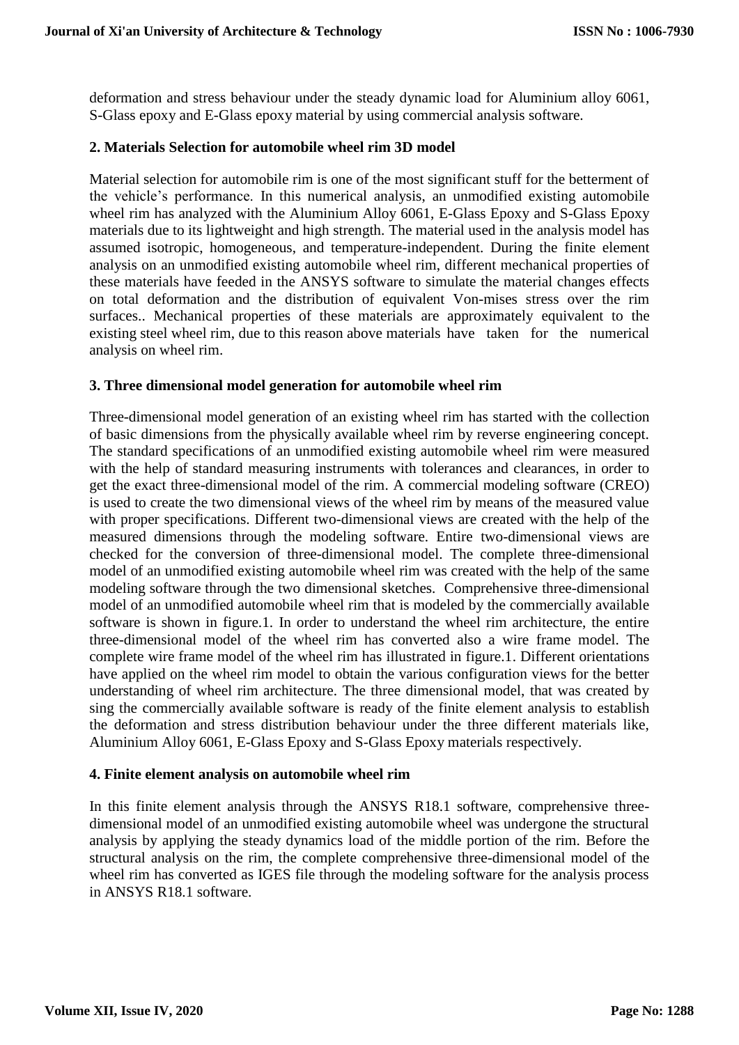deformation and stress behaviour under the steady dynamic load for Aluminium alloy 6061, S-Glass epoxy and E-Glass epoxy material by using commercial analysis software.

## 2. Materials Selection for automobile wheel rim 3D model

Material selection for automobile rim is one of the most significant stuff for the betterment of the vehicle's performance. In this numerical analysis, an unmodified existing automobile wheel rim has analyzed with the Aluminium Alloy 6061, E-Glass Epoxy and S-Glass Epoxy materials due to its lightweight and high strength. The material used in the analysis model has assumed isotropic, homogeneous, and temperature-independent. During the finite element analysis on an unmodified existing automobile wheel rim, different mechanical properties of these materials have feeded in the ANSYS software to simulate the material changes effects on total deformation and the distribution of equivalent Von-mises stress over the rim surfaces.. Mechanical properties of these materials are approximately equivalent to the existing steel wheel rim, due to this reason above materials have taken for the numerical analysis on wheel rim.

## 3. Three dimensional model generation for automobile wheel rim

Three-dimensional model generation of an existing wheel rim has started with the collection of basic dimensions from the physically available wheel rim by reverse engineering concept. The standard specifications of an unmodified existing automobile wheel rim were measured with the help of standard measuring instruments with tolerances and clearances, in order to get the exact three-dimensional model of the rim. A commercial modeling software (CREO) is used to create the two dimensional views of the wheel rim by means of the measured value with proper specifications. Different two-dimensional views are created with the help of the measured dimensions through the modeling software. Entire two-dimensional views are checked for the conversion of three-dimensional model. The complete three-dimensional model of an unmodified existing automobile wheel rim was created with the help of the same modeling software through the two dimensional sketches. Comprehensive three-dimensional model of an unmodified automobile wheel rim that is modeled by the commercially available software is shown in figure.1. In order to understand the wheel rim architecture, the entire three-dimensional model of the wheel rim has converted also a wire frame model. The complete wire frame model of the wheel rim has illustrated in figure.1. Different orientations have applied on the wheel rim model to obtain the various configuration views for the better understanding of wheel rim architecture. The three dimensional model, that was created by sing the commercially available software is ready of the finite element analysis to establish the deformation and stress distribution behaviour under the three different materials like, Aluminium Alloy 6061, E-Glass Epoxy and S-Glass Epoxy materials respectively.

## 4. Finite element analysis on automobile wheel rim

In this finite element analysis through the ANSYS R18.1 software, comprehensive three-dimensional model of an unmodified existing automobile wheel was undergone the structural analysis by applying the steady dynamics load of the middle portion of the rim. Before the structural analysis on the rim, the complete comprehensive three-dimensional model of the wheel rim has converted as IGES file through the modeling software for the analysis process in ANSYS R18.1 software.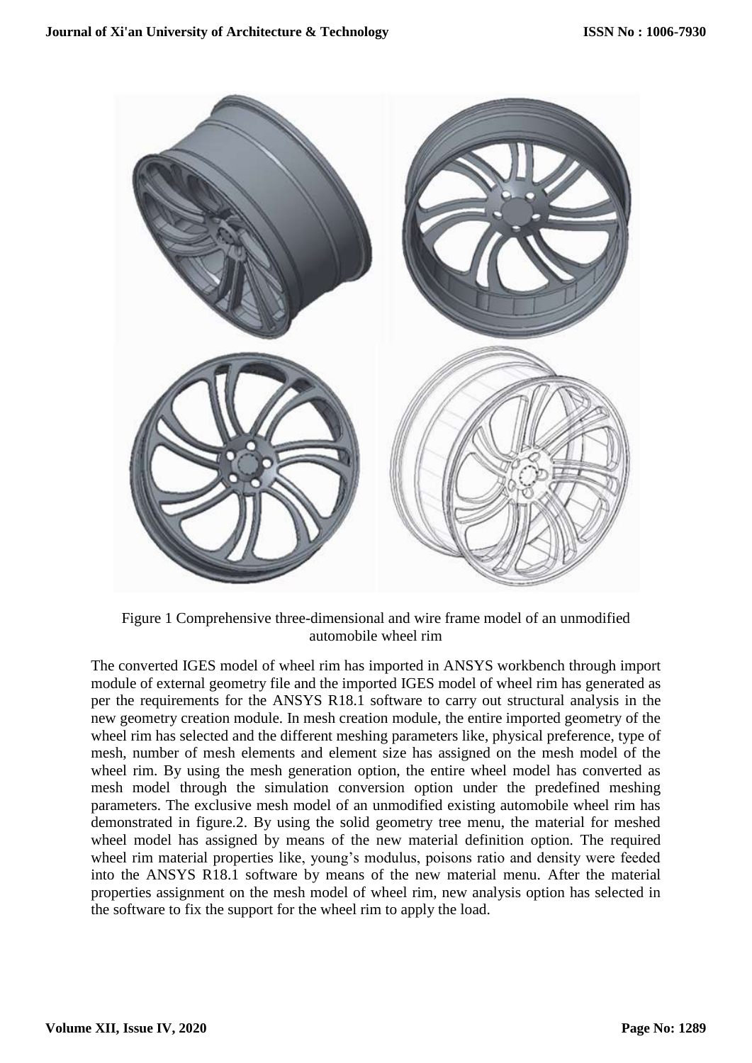Figure 1 Comprehensive three-dimensional and wire frame model of an unmodified automobile wheel rim

The converted IGES model of wheel rim has imported in ANSYS workbench through import module of external geometry file and the imported IGES model of wheel rim has generated as per the requirements for the ANSYS R18.1 software to carry out structural analysis in the new geometry creation module. In mesh creation module, the entire imported geometry of the wheel rim has selected and the different meshing parameters like, physical preference, type of mesh, number of mesh elements and element size has assigned on the mesh model of the wheel rim. By using the mesh generation option, the entire wheel model has converted as mesh model through the simulation conversion option under the predefined meshing parameters. The exclusive mesh model of an unmodified existing automobile wheel rim has demonstrated in figure.2. By using the solid geometry tree menu, the material for meshed wheel model has assigned by means of the new material definition option. The required wheel rim material properties like, young's modulus, poisons ratio and density were feeded into the ANSYS R18.1 software by means of the new material menu. After the material properties assignment on the mesh model of wheel rim, new analysis option has selected in the software to fix the support for the wheel rim to apply the load.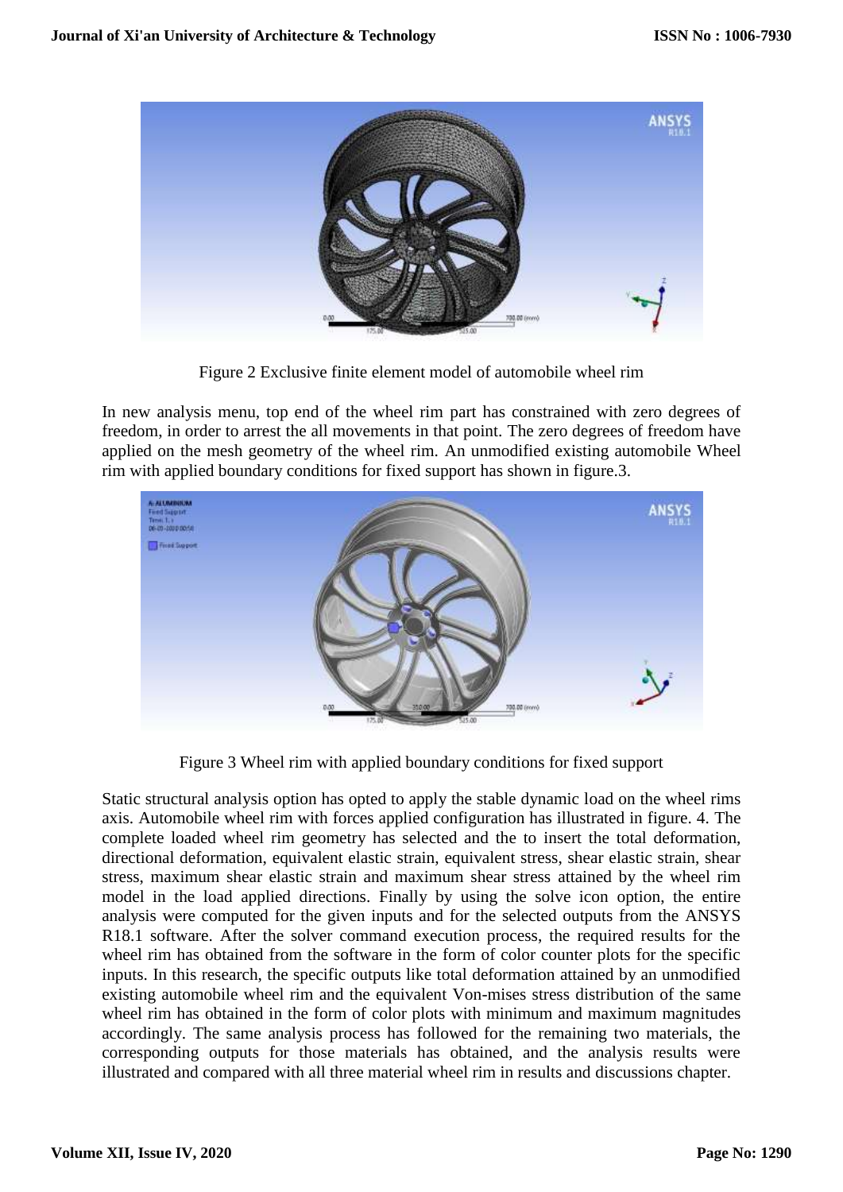Figure 2 Exclusive finite element model of automobile wheel rim

In new analysis menu, top end of the wheel rim part has constrained with zero degrees of freedom, in order to arrest the all movements in that point. The zero degrees of freedom have applied on the mesh geometry of the wheel rim. An unmodified existing automobile Wheel rim with applied boundary conditions for fixed support has shown in figure.3.

Figure 3 Wheel rim with applied boundary conditions for fixed support

Static structural analysis option has opted to apply the stable dynamic load on the wheel rims axis. Automobile wheel rim with forces applied configuration has illustrated in figure. 4. The complete loaded wheel rim geometry has selected and the to insert the total deformation, directional deformation, equivalent elastic strain, equivalent stress, shear elastic strain, shear stress, maximum shear elastic strain and maximum shear stress attained by the wheel rim model in the load applied directions. Finally by using the solve icon option, the entire analysis were computed for the given inputs and for the selected outputs from the ANSYS R18.1 software. After the solver command execution process, the required results for the wheel rim has obtained from the software in the form of color counter plots for the specific inputs. In this research, the specific outputs like total deformation attained by an unmodified existing automobile wheel rim and the equivalent Von-mises stress distribution of the same wheel rim has obtained in the form of color plots with minimum and maximum magnitudes accordingly. The same analysis process has followed for the remaining two materials, the corresponding outputs for those materials has obtained, and the analysis results were illustrated and compared with all three material wheel rim in results and discussions chapter.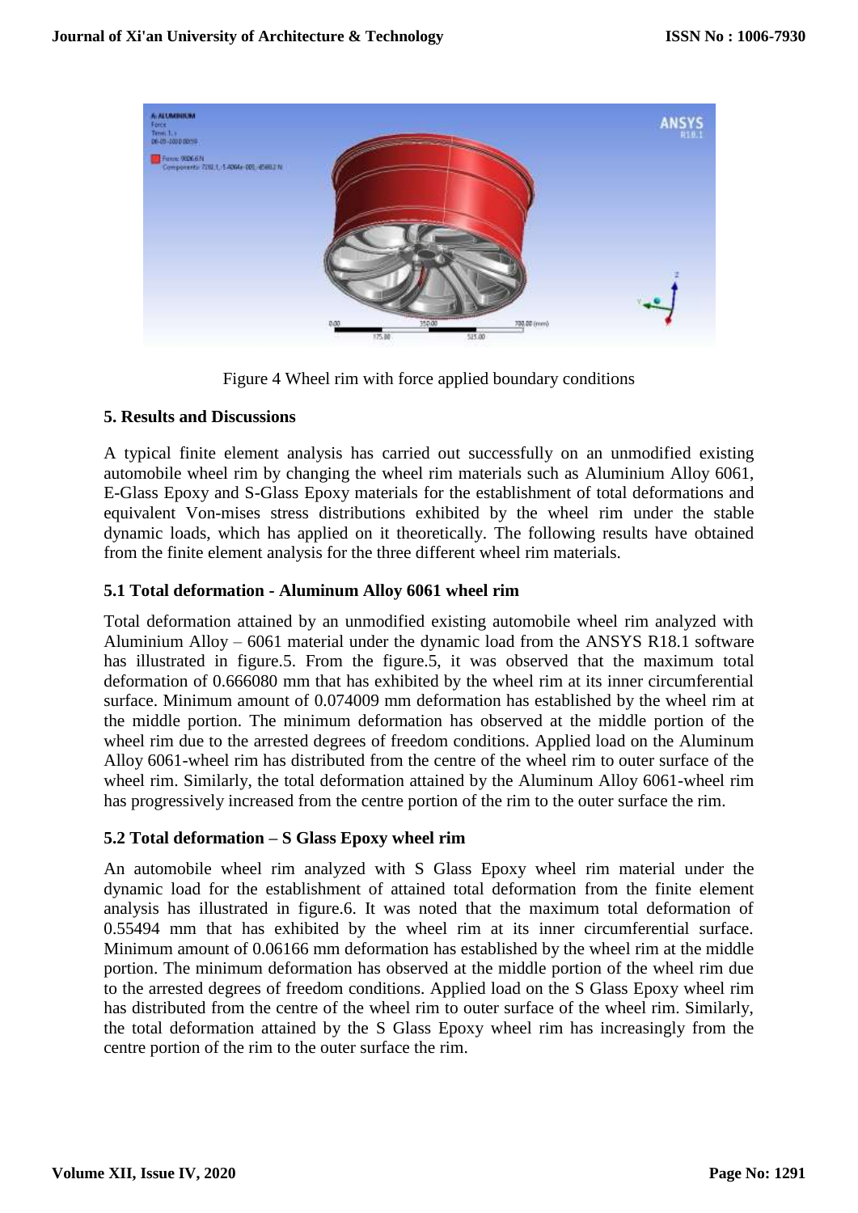Figure 4 Wheel rim with force applied boundary conditions

## 5. Results and Discussions

A typical finite element analysis has carried out successfully on an unmodified existing automobile wheel rim by changing the wheel rim materials such as Aluminium Alloy 6061, E-Glass Epoxy and S-Glass Epoxy materials for the establishment of total deformations and equivalent Von-mises stress distributions exhibited by the wheel rim under the stable dynamic loads, which has applied on it theoretically. The following results have obtained from the finite element analysis for the three different wheel rim materials.

### 5.1 Total deformation - Aluminum Alloy 6061 wheel rim

Total deformation attained by an unmodified existing automobile wheel rim analyzed with Aluminium Alloy – 6061 material under the dynamic load from the ANSYS R18.1 software has illustrated in figure.5. From the figure.5, it was observed that the maximum total deformation of 0.666080 mm that has exhibited by the wheel rim at its inner circumferential surface. Minimum amount of 0.074009 mm deformation has established by the wheel rim at the middle portion. The minimum deformation has observed at the middle portion of the wheel rim due to the arrested degrees of freedom conditions. Applied load on the Aluminum Alloy 6061-wheel rim has distributed from the centre of the wheel rim to outer surface of the wheel rim. Similarly, the total deformation attained by the Aluminum Alloy 6061-wheel rim has progressively increased from the centre portion of the rim to the outer surface the rim.

### 5.2 Total deformation – S Glass Epoxy wheel rim

An automobile wheel rim analyzed with S Glass Epoxy wheel rim material under the dynamic load for the establishment of attained total deformation from the finite element analysis has illustrated in figure.6. It was noted that the maximum total deformation of 0.55494 mm that has exhibited by the wheel rim at its inner circumferential surface. Minimum amount of 0.06166 mm deformation has established by the wheel rim at the middle portion. The minimum deformation has observed at the middle portion of the wheel rim due to the arrested degrees of freedom conditions. Applied load on the S Glass Epoxy wheel rim has distributed from the centre of the wheel rim to outer surface of the wheel rim. Similarly, the total deformation attained by the S Glass Epoxy wheel rim has increasingly from the centre portion of the rim to the outer surface the rim.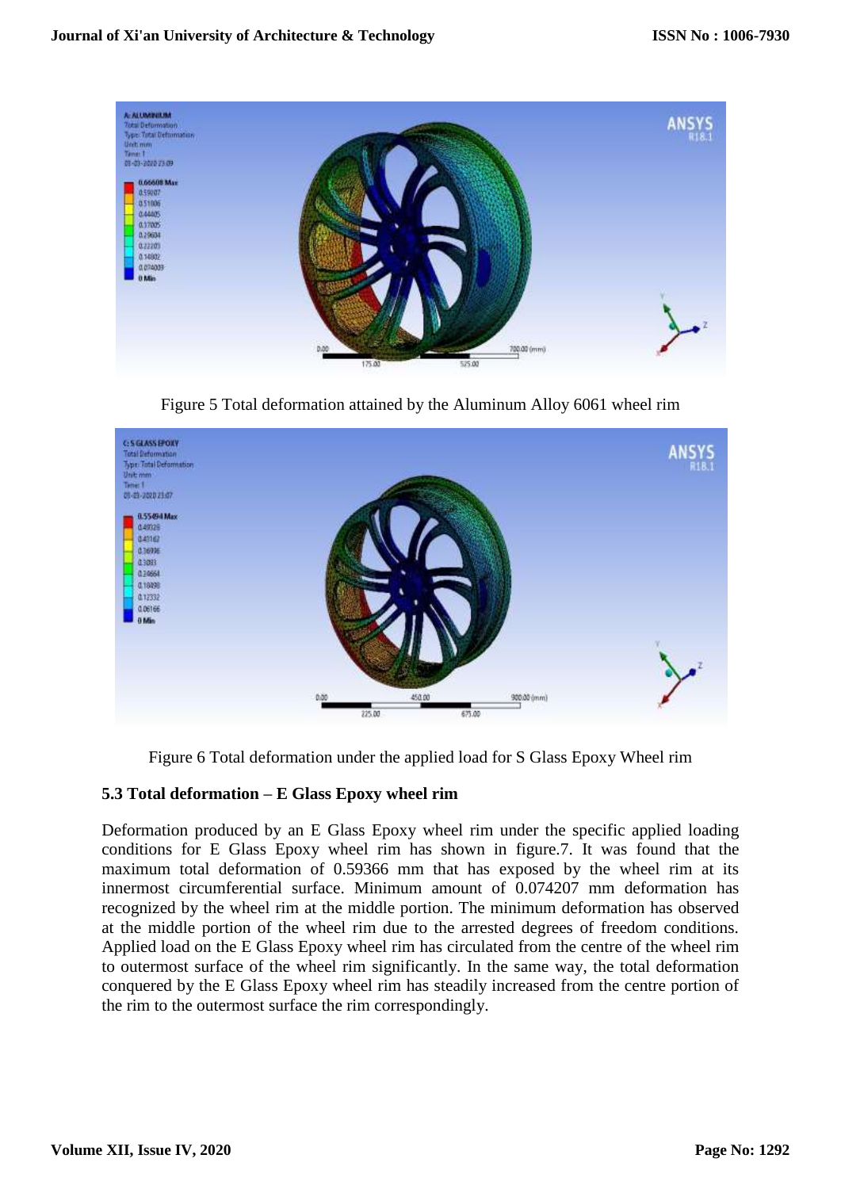Figure 5 Total deformation attained by the Aluminum Alloy 6061 wheel rim

Figure 6 Total deformation under the applied load for S Glass Epoxy Wheel rim

### 5.3 Total deformation – E Glass Epoxy wheel rim

Deformation produced by an E Glass Epoxy wheel rim under the specific applied loading conditions for E Glass Epoxy wheel rim has shown in figure.7. It was found that the maximum total deformation of 0.59366 mm that has exposed by the wheel rim at its innermost circumferential surface. Minimum amount of 0.074207 mm deformation has recognized by the wheel rim at the middle portion. The minimum deformation has observed at the middle portion of the wheel rim due to the arrested degrees of freedom conditions. Applied load on the E Glass Epoxy wheel rim has circulated from the centre of the wheel rim to outermost surface of the wheel rim significantly. In the same way, the total deformation conquered by the E Glass Epoxy wheel rim has steadily increased from the centre portion of the rim to the outermost surface the rim correspondingly.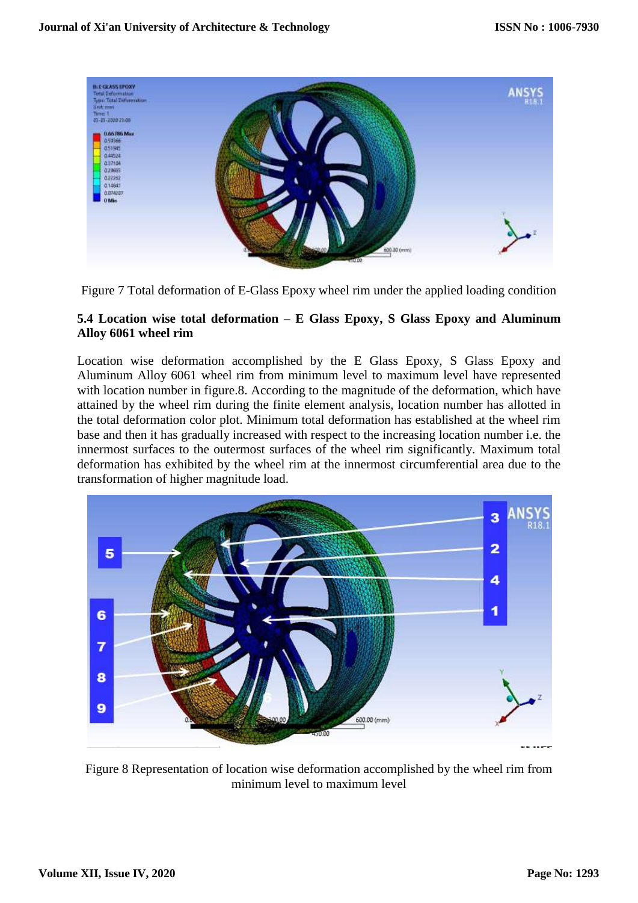Figure 7 Total deformation of E-Glass Epoxy wheel rim under the applied loading condition

### 5.4 Location wise total deformation – E Glass Epoxy, S Glass Epoxy and Aluminum Alloy 6061 wheel rim

Location wise deformation accomplished by the E Glass Epoxy, S Glass Epoxy and Aluminum Alloy 6061 wheel rim from minimum level to maximum level have represented with location number in figure.8. According to the magnitude of the deformation, which have attained by the wheel rim during the finite element analysis, location number has allotted in the total deformation color plot. Minimum total deformation has established at the wheel rim base and then it has gradually increased with respect to the increasing location number i.e. the innermost surfaces to the outermost surfaces of the wheel rim significantly. Maximum total deformation has exhibited by the wheel rim at the innermost circumferential area due to the transformation of higher magnitude load.

Figure 8 Representation of location wise deformation accomplished by the wheel rim from minimum level to maximum level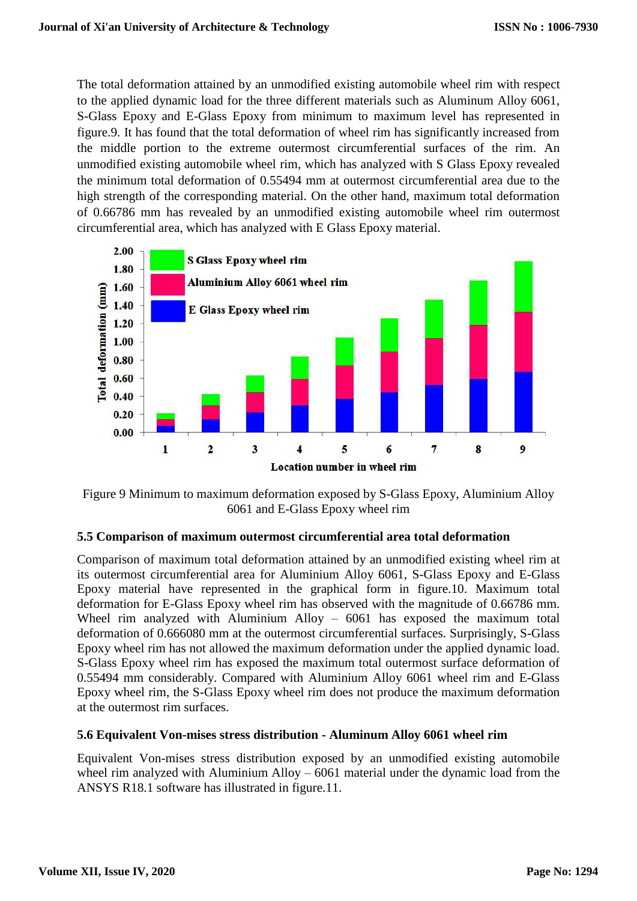The total deformation attained by an unmodified existing automobile wheel rim with respect to the applied dynamic load for the three different materials such as Aluminum Alloy 6061, S-Glass Epoxy and E-Glass Epoxy from minimum to maximum level has represented in figure.9. It has found that the total deformation of wheel rim has significantly increased from the middle portion to the extreme outermost circumferential surfaces of the rim. An unmodified existing automobile wheel rim, which has analyzed with S Glass Epoxy revealed the minimum total deformation of 0.55494 mm at outermost circumferential area due to the high strength of the corresponding material. On the other hand, maximum total deformation of 0.66786 mm has revealed by an unmodified existing automobile wheel rim outermost circumferential area, which has analyzed with E Glass Epoxy material.

Figure 9 Minimum to maximum deformation exposed by S-Glass Epoxy, Aluminium Alloy 6061 and E-Glass Epoxy wheel rim

### 5.5 Comparison of maximum outermost circumferential area total deformation

Comparison of maximum total deformation attained by an unmodified existing wheel rim at its outermost circumferential area for Aluminium Alloy 6061, S-Glass Epoxy and E-Glass Epoxy material have represented in the graphical form in figure.10. Maximum total deformation for E-Glass Epoxy wheel rim has observed with the magnitude of 0.66786 mm. Wheel rim analyzed with Aluminium Alloy – 6061 has exposed the maximum total deformation of 0.666080 mm at the outermost circumferential surfaces. Surprisingly, S-Glass Epoxy wheel rim has not allowed the maximum deformation under the applied dynamic load. S-Glass Epoxy wheel rim has exposed the maximum total outermost surface deformation of 0.55494 mm considerably. Compared with Aluminium Alloy 6061 wheel rim and E-Glass Epoxy wheel rim, the S-Glass Epoxy wheel rim does not produce the maximum deformation at the outermost rim surfaces.

### 5.6 Equivalent Von-mises stress distribution - Aluminum Alloy 6061 wheel rim

Equivalent Von-mises stress distribution exposed by an unmodified existing automobile wheel rim analyzed with Aluminium Alloy – 6061 material under the dynamic load from the ANSYS R18.1 software has illustrated in figure.11.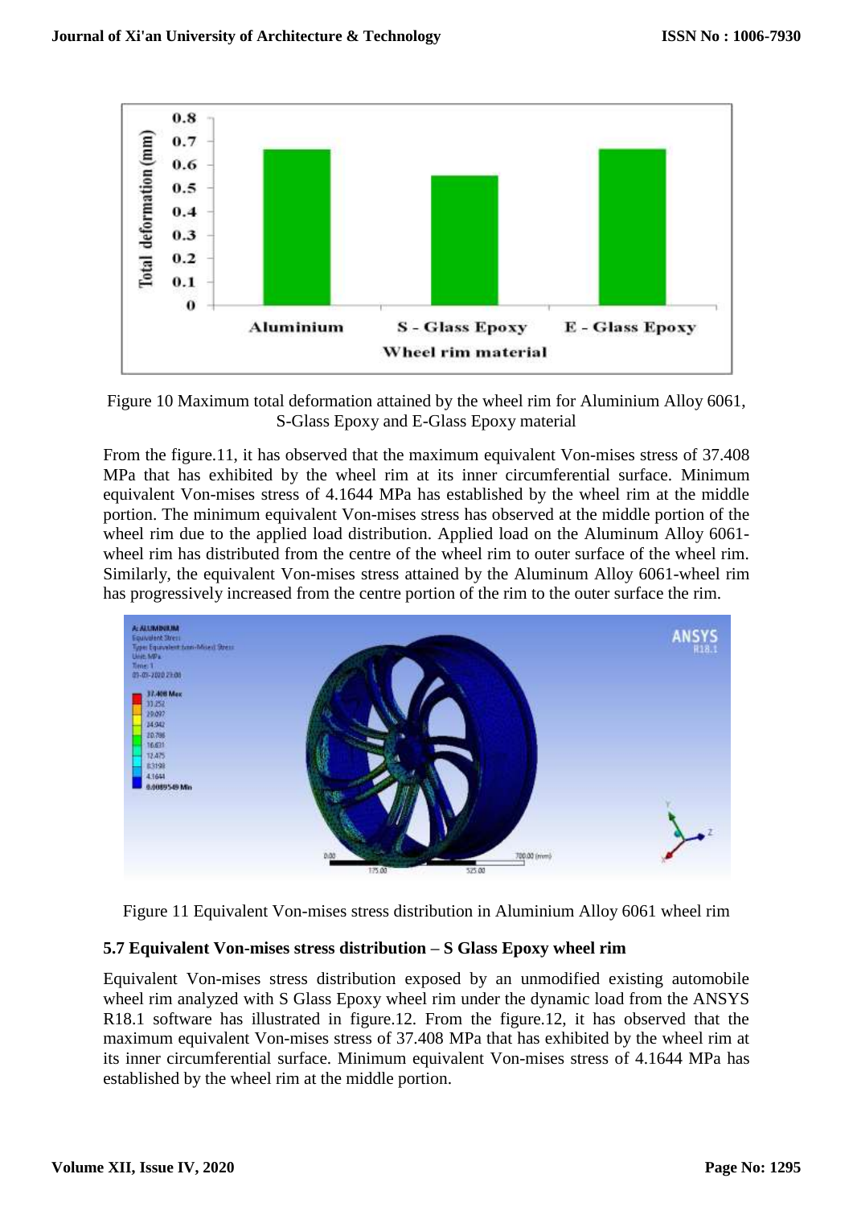Figure 10 Maximum total deformation attained by the wheel rim for Aluminium Alloy 6061, S-Glass Epoxy and E-Glass Epoxy material

From the figure.11, it has observed that the maximum equivalent Von-mises stress of 37.408 MPa that has exhibited by the wheel rim at its inner circumferential surface. Minimum equivalent Von-mises stress of 4.1644 MPa has established by the wheel rim at the middle portion. The minimum equivalent Von-mises stress has observed at the middle portion of the wheel rim due to the applied load distribution. Applied load on the Aluminum Alloy 6061-wheel rim has distributed from the centre of the wheel rim to outer surface of the wheel rim. Similarly, the equivalent Von-mises stress attained by the Aluminum Alloy 6061-wheel rim has progressively increased from the centre portion of the rim to the outer surface the rim.

Figure 11 Equivalent Von-mises stress distribution in Aluminium Alloy 6061 wheel rim

### 5.7 Equivalent Von-mises stress distribution – S Glass Epoxy wheel rim

Equivalent Von-mises stress distribution exposed by an unmodified existing automobile wheel rim analyzed with S Glass Epoxy wheel rim under the dynamic load from the ANSYS R18.1 software has illustrated in figure.12. From the figure.12, it has observed that the maximum equivalent Von-mises stress of 37.408 MPa that has exhibited by the wheel rim at its inner circumferential surface. Minimum equivalent Von-mises stress of 4.1644 MPa has established by the wheel rim at the middle portion.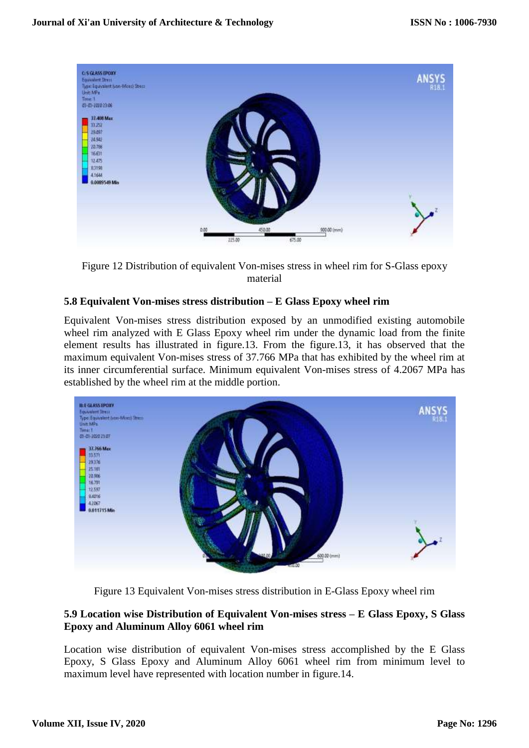Figure 12 Distribution of equivalent Von-mises stress in wheel rim for S-Glass epoxy material

### 5.8 Equivalent Von-mises stress distribution – E Glass Epoxy wheel rim

Equivalent Von-mises stress distribution exposed by an unmodified existing automobile wheel rim analyzed with E Glass Epoxy wheel rim under the dynamic load from the finite element results has illustrated in figure.13. From the figure.13, it has observed that the maximum equivalent Von-mises stress of 37.766 MPa that has exhibited by the wheel rim at its inner circumferential surface. Minimum equivalent Von-mises stress of 4.2067 MPa has established by the wheel rim at the middle portion.

Figure 13 Equivalent Von-mises stress distribution in E-Glass Epoxy wheel rim

### 5.9 Location wise Distribution of Equivalent Von-mises stress – E Glass Epoxy, S Glass Epoxy and Aluminum Alloy 6061 wheel rim

Location wise distribution of equivalent Von-mises stress accomplished by the E Glass Epoxy, S Glass Epoxy and Aluminum Alloy 6061 wheel rim from minimum level to maximum level have represented with location number in figure.14.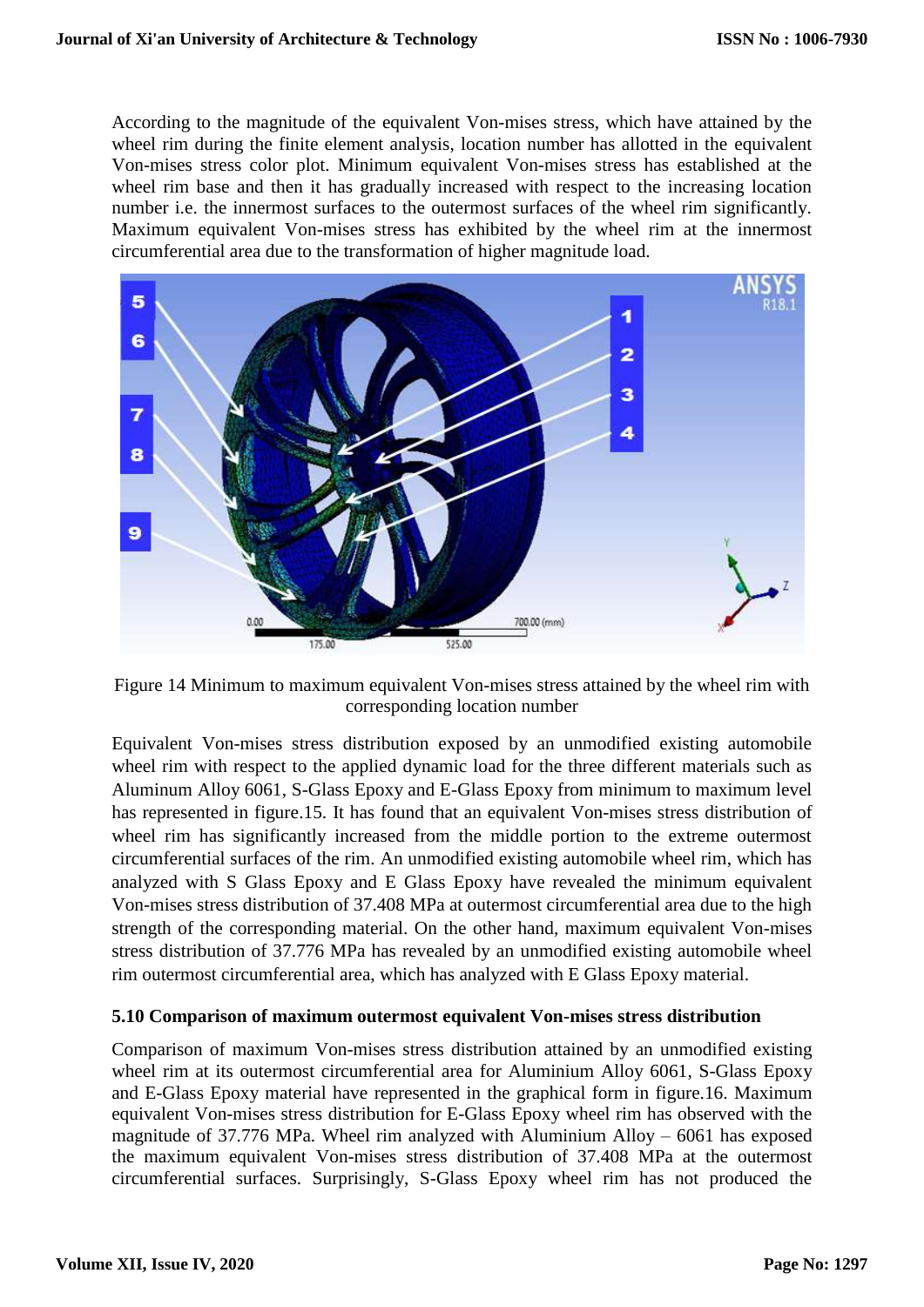According to the magnitude of the equivalent Von-mises stress, which have attained by the wheel rim during the finite element analysis, location number has allotted in the equivalent Von-mises stress color plot. Minimum equivalent Von-mises stress has established at the wheel rim base and then it has gradually increased with respect to the increasing location number i.e. the innermost surfaces to the outermost surfaces of the wheel rim significantly. Maximum equivalent Von-mises stress has exhibited by the wheel rim at the innermost circumferential area due to the transformation of higher magnitude load.

Figure 14 Minimum to maximum equivalent Von-mises stress attained by the wheel rim with corresponding location number

Equivalent Von-mises stress distribution exposed by an unmodified existing automobile wheel rim with respect to the applied dynamic load for the three different materials such as Aluminum Alloy 6061, S-Glass Epoxy and E-Glass Epoxy from minimum to maximum level has represented in figure.15. It has found that an equivalent Von-mises stress distribution of wheel rim has significantly increased from the middle portion to the extreme outermost circumferential surfaces of the rim. An unmodified existing automobile wheel rim, which has analyzed with S Glass Epoxy and E Glass Epoxy have revealed the minimum equivalent Von-mises stress distribution of 37.408 MPa at outermost circumferential area due to the high strength of the corresponding material. On the other hand, maximum equivalent Von-mises stress distribution of 37.776 MPa has revealed by an unmodified existing automobile wheel rim outermost circumferential area, which has analyzed with E Glass Epoxy material.

### 5.10 Comparison of maximum outermost equivalent Von-mises stress distribution

Comparison of maximum Von-mises stress distribution attained by an unmodified existing wheel rim at its outermost circumferential area for Aluminium Alloy 6061, S-Glass Epoxy and E-Glass Epoxy material have represented in the graphical form in figure.16. Maximum equivalent Von-mises stress distribution for E-Glass Epoxy wheel rim has observed with the magnitude of 37.776 MPa. Wheel rim analyzed with Aluminium Alloy – 6061 has exposed the maximum equivalent Von-mises stress distribution of 37.408 MPa at the outermost circumferential surfaces. Surprisingly, S-Glass Epoxy wheel rim has not produced the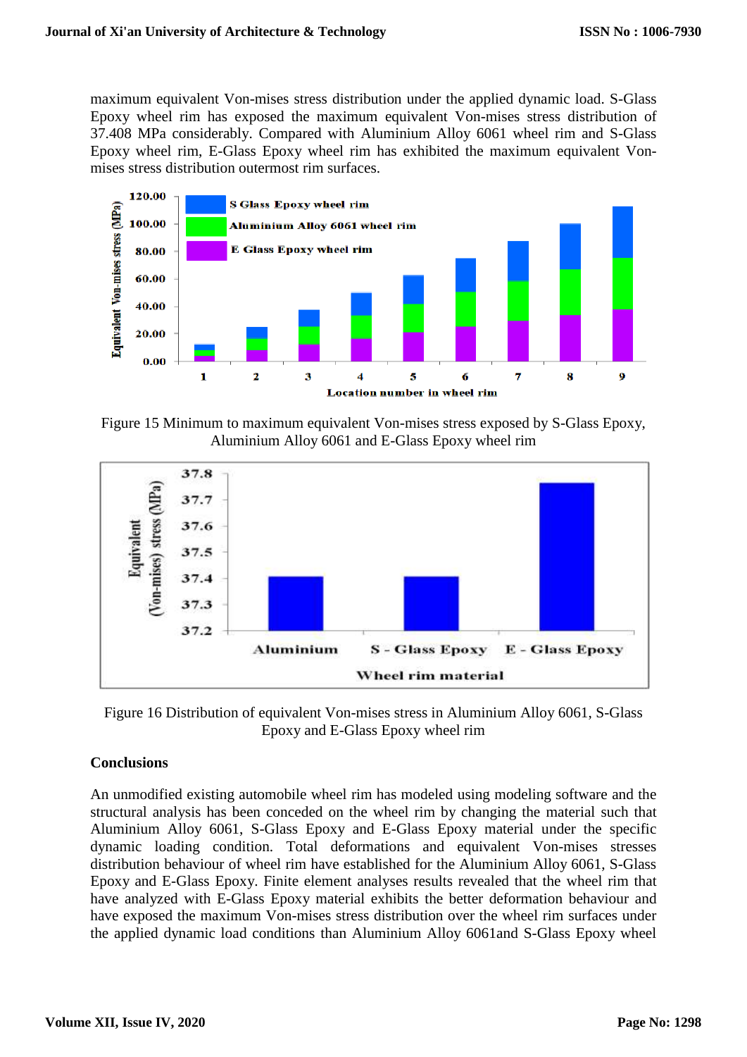maximum equivalent Von-mises stress distribution under the applied dynamic load. S-Glass Epoxy wheel rim has exposed the maximum equivalent Von-mises stress distribution of 37.408 MPa considerably. Compared with Aluminium Alloy 6061 wheel rim and S-Glass Epoxy wheel rim, E-Glass Epoxy wheel rim has exhibited the maximum equivalent Von-mises stress distribution outermost rim surfaces.

Figure 15 Minimum to maximum equivalent Von-mises stress exposed by S-Glass Epoxy, Aluminium Alloy 6061 and E-Glass Epoxy wheel rim

Figure 16 Distribution of equivalent Von-mises stress in Aluminium Alloy 6061, S-Glass Epoxy and E-Glass Epoxy wheel rim

## Conclusions

An unmodified existing automobile wheel rim has modeled using modeling software and the structural analysis has been conceded on the wheel rim by changing the material such that Aluminium Alloy 6061, S-Glass Epoxy and E-Glass Epoxy material under the specific dynamic loading condition. Total deformations and equivalent Von-mises stresses distribution behaviour of wheel rim have established for the Aluminium Alloy 6061, S-Glass Epoxy and E-Glass Epoxy. Finite element analyses results revealed that the wheel rim that have analyzed with E-Glass Epoxy material exhibits the better deformation behaviour and have exposed the maximum Von-mises stress distribution over the wheel rim surfaces under the applied dynamic load conditions than Aluminium Alloy 6061and S-Glass Epoxy wheel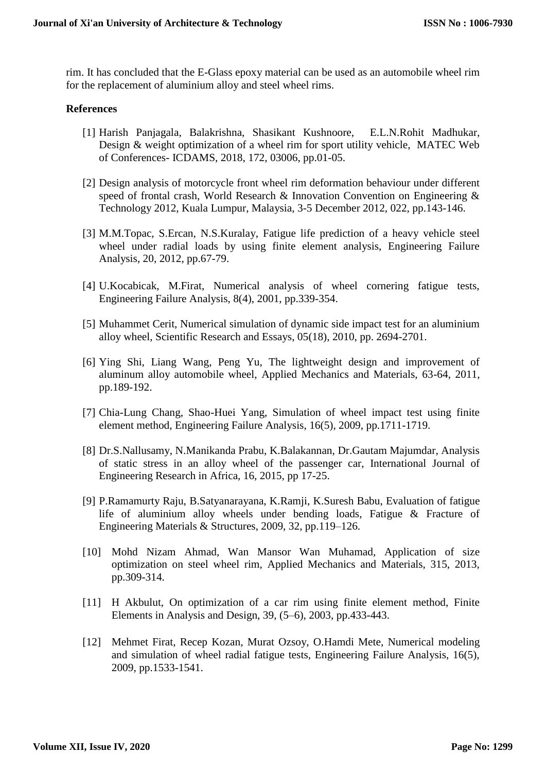rim. It has concluded that the E-Glass epoxy material can be used as an automobile wheel rim for the replacement of aluminium alloy and steel wheel rims.

## References

[1] Harish Panjagala, Balakrishna, Shasikant Kushnoore, E.L.N.Rohit Madhukar, Design & weight optimization of a wheel rim for sport utility vehicle, MATEC Web of Conferences- ICDAMS, 2018, 172, 03006, pp.01-05.

[2] Design analysis of motorcycle front wheel rim deformation behaviour under different speed of frontal crash, World Research & Innovation Convention on Engineering & Technology 2012, Kuala Lumpur, Malaysia, 3-5 December 2012, 022, pp.143-146.

[3] M.M.Topac, S.Ercan, N.S.Kuralay, Fatigue life prediction of a heavy vehicle steel wheel under radial loads by using finite element analysis, Engineering Failure Analysis, 20, 2012, pp.67-79.

[4] U.Kocabicak, M.Firat, Numerical analysis of wheel cornering fatigue tests, Engineering Failure Analysis, 8(4), 2001, pp.339-354.

[5] Muhammet Cerit, Numerical simulation of dynamic side impact test for an aluminium alloy wheel, Scientific Research and Essays, 05(18), 2010, pp. 2694-2701.

[6] Ying Shi, Liang Wang, Peng Yu, The lightweight design and improvement of aluminum alloy automobile wheel, Applied Mechanics and Materials, 63-64, 2011, pp.189-192.

[7] Chia-Lung Chang, Shao-Huei Yang, Simulation of wheel impact test using finite element method, Engineering Failure Analysis, 16(5), 2009, pp.1711-1719.

[8] Dr.S.Nallusamy, N.Manikanda Prabu, K.Balakannan, Dr.Gautam Majumdar, Analysis of static stress in an alloy wheel of the passenger car, International Journal of Engineering Research in Africa, 16, 2015, pp 17-25.

[9] P.Ramamurty Raju, B.Satyanarayana, K.Ramji, K.Suresh Babu, Evaluation of fatigue life of aluminium alloy wheels under bending loads, Fatigue & Fracture of Engineering Materials & Structures, 2009, 32, pp.119–126.

[10] Mohd Nizam Ahmad, Wan Mansor Wan Muhamad, Application of size optimization on steel wheel rim, Applied Mechanics and Materials, 315, 2013, pp.309-314.

[11] H Akbulut, On optimization of a car rim using finite element method, Finite Elements in Analysis and Design, 39, (5–6), 2003, pp.433-443.

[12] Mehmet Firat, Recep Kozan, Murat Ozsoy, O.Hamdi Mete, Numerical modeling and simulation of wheel radial fatigue tests, Engineering Failure Analysis, 16(5), 2009, pp.1533-1541.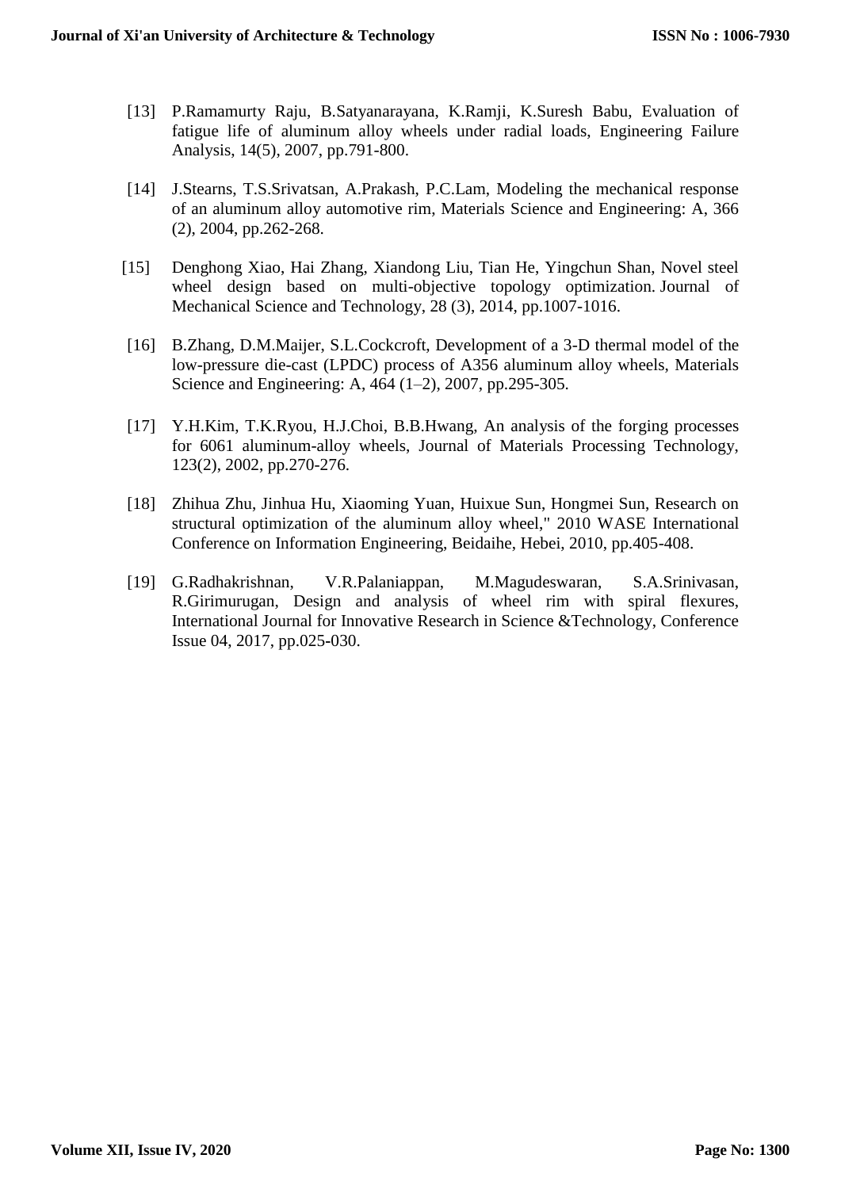[13] P.Ramamurty Raju, B.Satyanarayana, K.Ramji, K.Suresh Babu, Evaluation of fatigue life of aluminum alloy wheels under radial loads, Engineering Failure Analysis, 14(5), 2007, pp.791-800.

[14] J.Stearns, T.S.Srivatsan, A.Prakash, P.C.Lam, Modeling the mechanical response of an aluminum alloy automotive rim, Materials Science and Engineering: A, 366 (2), 2004, pp.262-268.

[15] Denghong Xiao, Hai Zhang, Xiandong Liu, Tian He, Yingchun Shan, Novel steel wheel design based on multi-objective topology optimization. Journal of Mechanical Science and Technology, 28 (3), 2014, pp.1007-1016.

[16] B.Zhang, D.M.Maijer, S.L.Cockcroft, Development of a 3-D thermal model of the low-pressure die-cast (LPDC) process of A356 aluminum alloy wheels, Materials Science and Engineering: A, 464 (1–2), 2007, pp.295-305.

[17] Y.H.Kim, T.K.Ryou, H.J.Choi, B.B.Hwang, An analysis of the forging processes for 6061 aluminum-alloy wheels, Journal of Materials Processing Technology, 123(2), 2002, pp.270-276.

[18] Zhihua Zhu, Jinhua Hu, Xiaoming Yuan, Huixue Sun, Hongmei Sun, Research on structural optimization of the aluminum alloy wheel," 2010 WASE International Conference on Information Engineering, Beidaihe, Hebei, 2010, pp.405-408.

[19] G.Radhakrishnan, V.R.Palaniappan, M.Magudeswaran, S.A.Srinivasan, R.Girimurugan, Design and analysis of wheel rim with spiral flexures, International Journal for Innovative Research in Science &Technology, Conference Issue 04, 2017, pp.025-030.